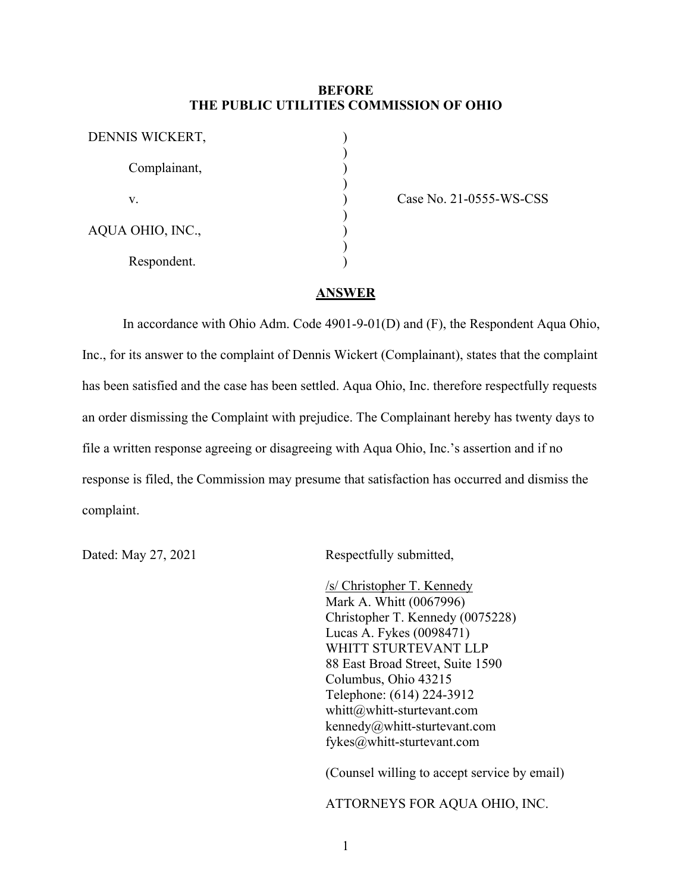**BEFORE**
**THE PUBLIC UTILITIES COMMISSION OF OHIO**

| | | |
|---|---|---|
| DENNIS WICKERT, | ) | |
| Complainant, | ) | |
| v. | ) | Case No. 21-0555-WS-CSS |
| AQUA OHIO, INC., | ) | |
| Respondent. | ) | |

## ANSWER

In accordance with Ohio Adm. Code 4901-9-01(D) and (F), the Respondent Aqua Ohio, Inc., for its answer to the complaint of Dennis Wickert (Complainant), states that the complaint has been satisfied and the case has been settled. Aqua Ohio, Inc. therefore respectfully requests an order dismissing the Complaint with prejudice. The Complainant hereby has twenty days to file a written response agreeing or disagreeing with Aqua Ohio, Inc.'s assertion and if no response is filed, the Commission may presume that satisfaction has occurred and dismiss the complaint.

Dated: May 27, 2021

Respectfully submitted,

/s/ Christopher T. Kennedy
Mark A. Whitt (0067996)
Christopher T. Kennedy (0075228)
Lucas A. Fykes (0098471)
WHITT STURTEVANT LLP
88 East Broad Street, Suite 1590
Columbus, Ohio 43215
Telephone: (614) 224-3912
whitt@whitt-sturtevant.com
kennedy@whitt-sturtevant.com
fykes@whitt-sturtevant.com

(Counsel willing to accept service by email)

ATTORNEYS FOR AQUA OHIO, INC.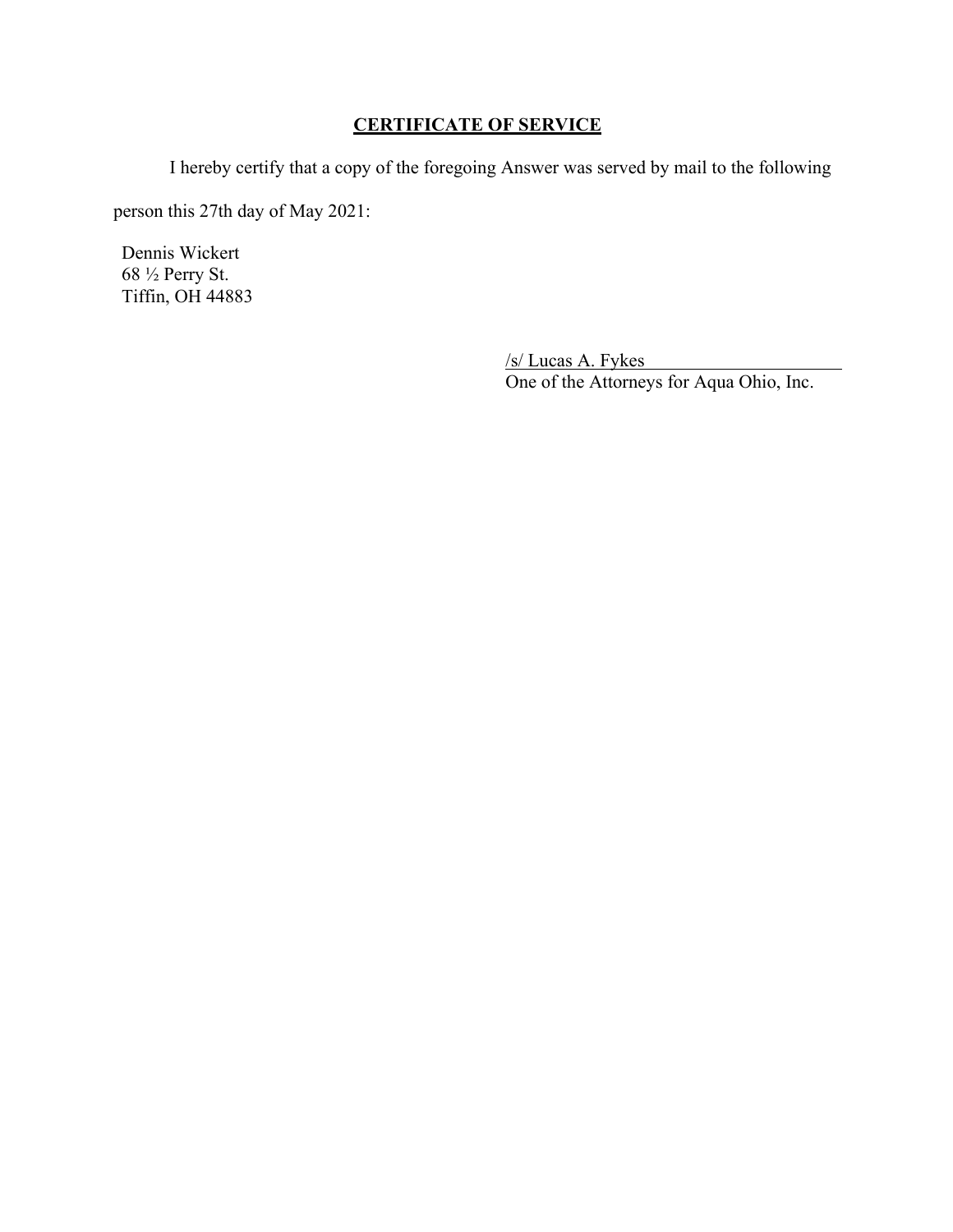## **CERTIFICATE OF SERVICE**

I hereby certify that a copy of the foregoing Answer was served by mail to the following person this 27th day of May 2021:

Dennis Wickert
68 ½ Perry St.
Tiffin, OH 44883

/s/ Lucas A. Fykes
One of the Attorneys for Aqua Ohio, Inc.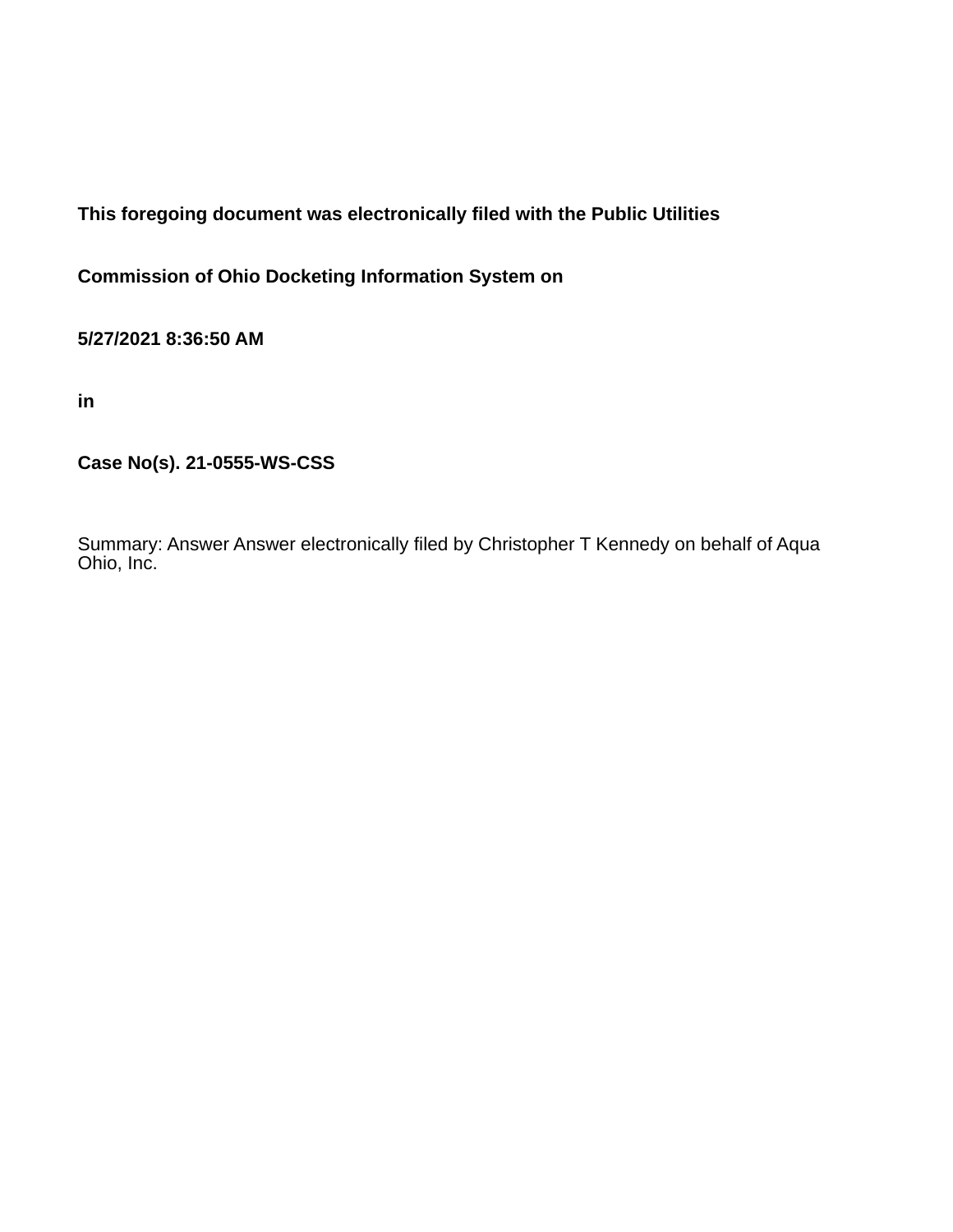**This foregoing document was electronically filed with the Public Utilities**

**Commission of Ohio Docketing Information System on**

**5/27/2021 8:36:50 AM**

**in**

**Case No(s). 21-0555-WS-CSS**

Summary: Answer Answer electronically filed by Christopher T Kennedy on behalf of Aqua Ohio, Inc.